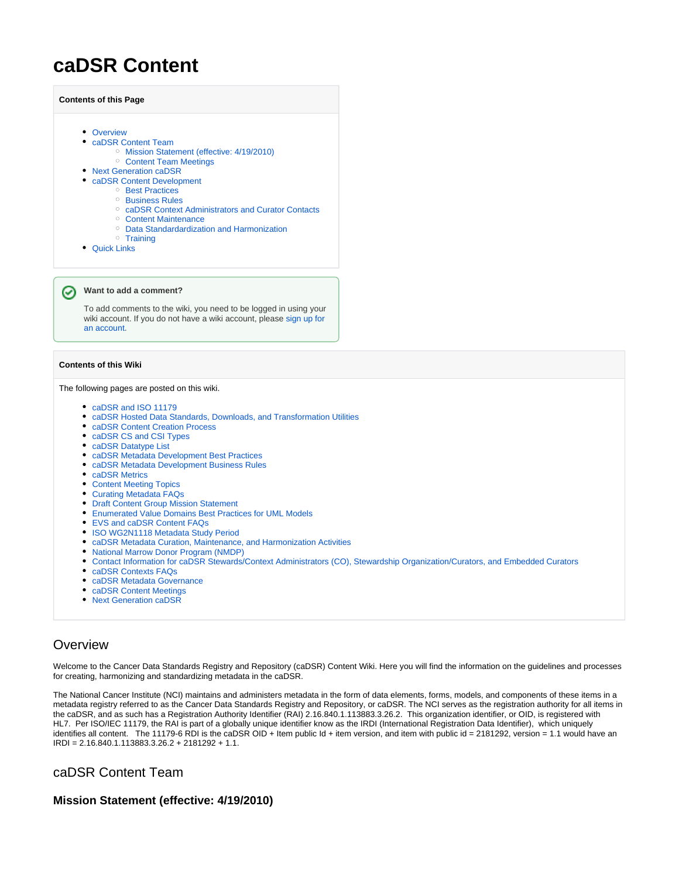# caDSR Content

**Contents of this Page**

- Overview
- caDSR Content Team
  - Mission Statement (effective: 4/19/2010)
  - Content Team Meetings
- Next Generation caDSR
- caDSR Content Development
  - Best Practices
  - Business Rules
  - caDSR Context Administrators and Curator Contacts
  - Content Maintenance
  - Data Standardardization and Harmonization
  - Training
- Quick Links

**Want to add a comment?**

To add comments to the wiki, you need to be logged in using your wiki account. If you do not have a wiki account, please sign up for an account.

**Contents of this Wiki**

The following pages are posted on this wiki.

- caDSR and ISO 11179
- caDSR Hosted Data Standards, Downloads, and Transformation Utilities
- caDSR Content Creation Process
- caDSR CS and CSI Types
- caDSR Datatype List
- caDSR Metadata Development Best Practices
- caDSR Metadata Development Business Rules
- caDSR Metrics
- Content Meeting Topics
- Curating Metadata FAQs
- Draft Content Group Mission Statement
- Enumerated Value Domains Best Practices for UML Models
- EVS and caDSR Content FAQs
- ISO WG2N1118 Metadata Study Period
- caDSR Metadata Curation, Maintenance, and Harmonization Activities
- National Marrow Donor Program (NMDP)
- Contact Information for caDSR Stewards/Context Administrators (CO), Stewardship Organization/Curators, and Embedded Curators
- caDSR Contexts FAQs
- caDSR Metadata Governance
- caDSR Content Meetings
- Next Generation caDSR

## Overview

Welcome to the Cancer Data Standards Registry and Repository (caDSR) Content Wiki. Here you will find the information on the guidelines and processes for creating, harmonizing and standardizing metadata in the caDSR.

The National Cancer Institute (NCI) maintains and administers metadata in the form of data elements, forms, models, and components of these items in a metadata registry referred to as the Cancer Data Standards Registry and Repository, or caDSR. The NCI serves as the registration authority for all items in the caDSR, and as such has a Registration Authority Identifier (RAI) 2.16.840.1.113883.3.26.2. This organization identifier, or OID, is registered with HL7. Per ISO/IEC 11179, the RAI is part of a globally unique identifier know as the IRDI (International Registration Data Identifier), which uniquely identifies all content. The 11179-6 RDI is the caDSR OID + Item public Id + item version, and item with public id = 2181292, version = 1.1 would have an IRDI = 2.16.840.1.113883.3.26.2 + 2181292 + 1.1.

## caDSR Content Team

### Mission Statement (effective: 4/19/2010)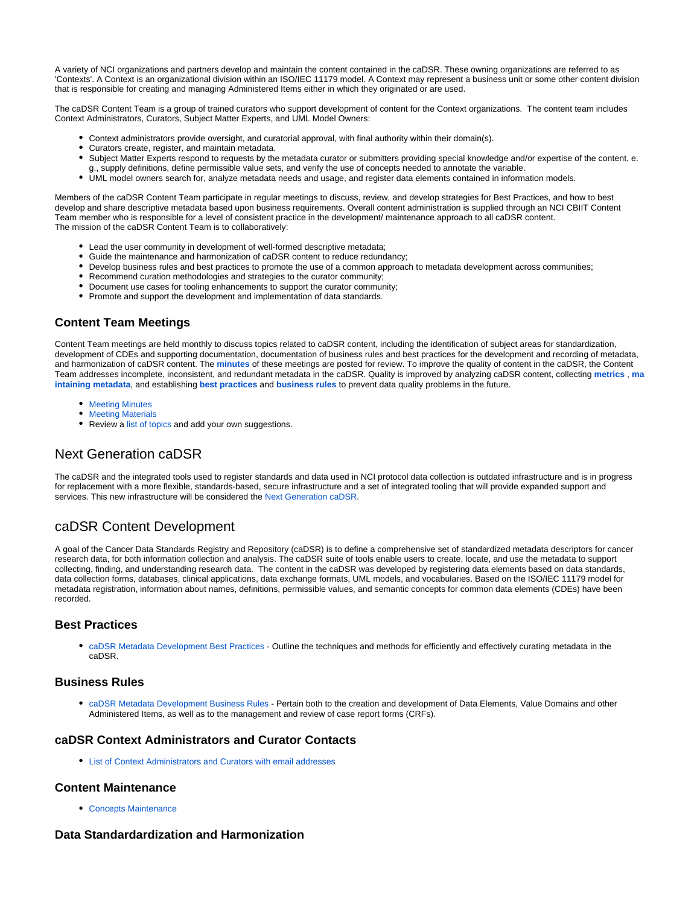A variety of NCI organizations and partners develop and maintain the content contained in the caDSR. These owning organizations are referred to as 'Contexts'. A Context is an organizational division within an ISO/IEC 11179 model. A Context may represent a business unit or some other content division that is responsible for creating and managing Administered Items either in which they originated or are used.

The caDSR Content Team is a group of trained curators who support development of content for the Context organizations. The content team includes Context Administrators, Curators, Subject Matter Experts, and UML Model Owners:

- Context administrators provide oversight, and curatorial approval, with final authority within their domain(s).
- Curators create, register, and maintain metadata.
- Subject Matter Experts respond to requests by the metadata curator or submitters providing special knowledge and/or expertise of the content, e.g., supply definitions, define permissible value sets, and verify the use of concepts needed to annotate the variable.
- UML model owners search for, analyze metadata needs and usage, and register data elements contained in information models.

Members of the caDSR Content Team participate in regular meetings to discuss, review, and develop strategies for Best Practices, and how to best develop and share descriptive metadata based upon business requirements. Overall content administration is supplied through an NCI CBIIT Content Team member who is responsible for a level of consistent practice in the development/ maintenance approach to all caDSR content.
The mission of the caDSR Content Team is to collaboratively:

- Lead the user community in development of well-formed descriptive metadata;
- Guide the maintenance and harmonization of caDSR content to reduce redundancy;
- Develop business rules and best practices to promote the use of a common approach to metadata development across communities;
- Recommend curation methodologies and strategies to the curator community;
- Document use cases for tooling enhancements to support the curator community;
- Promote and support the development and implementation of data standards.

### Content Team Meetings

Content Team meetings are held monthly to discuss topics related to caDSR content, including the identification of subject areas for standardization, development of CDEs and supporting documentation, documentation of business rules and best practices for the development and recording of metadata, and harmonization of caDSR content. The **minutes** of these meetings are posted for review. To improve the quality of content in the caDSR, the Content Team addresses incomplete, inconsistent, and redundant metadata in the caDSR. Quality is improved by analyzing caDSR content, collecting **metrics** , **maintaining metadata**, and establishing **best practices** and **business rules** to prevent data quality problems in the future.

- Meeting Minutes
- Meeting Materials
- Review a list of topics and add your own suggestions.

## Next Generation caDSR

The caDSR and the integrated tools used to register standards and data used in NCI protocol data collection is outdated infrastructure and is in progress for replacement with a more flexible, standards-based, secure infrastructure and a set of integrated tooling that will provide expanded support and services. This new infrastructure will be considered the Next Generation caDSR.

## caDSR Content Development

A goal of the Cancer Data Standards Registry and Repository (caDSR) is to define a comprehensive set of standardized metadata descriptors for cancer research data, for both information collection and analysis. The caDSR suite of tools enable users to create, locate, and use the metadata to support collecting, finding, and understanding research data. The content in the caDSR was developed by registering data elements based on data standards, data collection forms, databases, clinical applications, data exchange formats, UML models, and vocabularies. Based on the ISO/IEC 11179 model for metadata registration, information about names, definitions, permissible values, and semantic concepts for common data elements (CDEs) have been recorded.

### Best Practices

- caDSR Metadata Development Best Practices - Outline the techniques and methods for efficiently and effectively curating metadata in the caDSR.

### Business Rules

- caDSR Metadata Development Business Rules - Pertain both to the creation and development of Data Elements, Value Domains and other Administered Items, as well as to the management and review of case report forms (CRFs).

### caDSR Context Administrators and Curator Contacts

- List of Context Administrators and Curators with email addresses

### Content Maintenance

- Concepts Maintenance

### Data Standardardization and Harmonization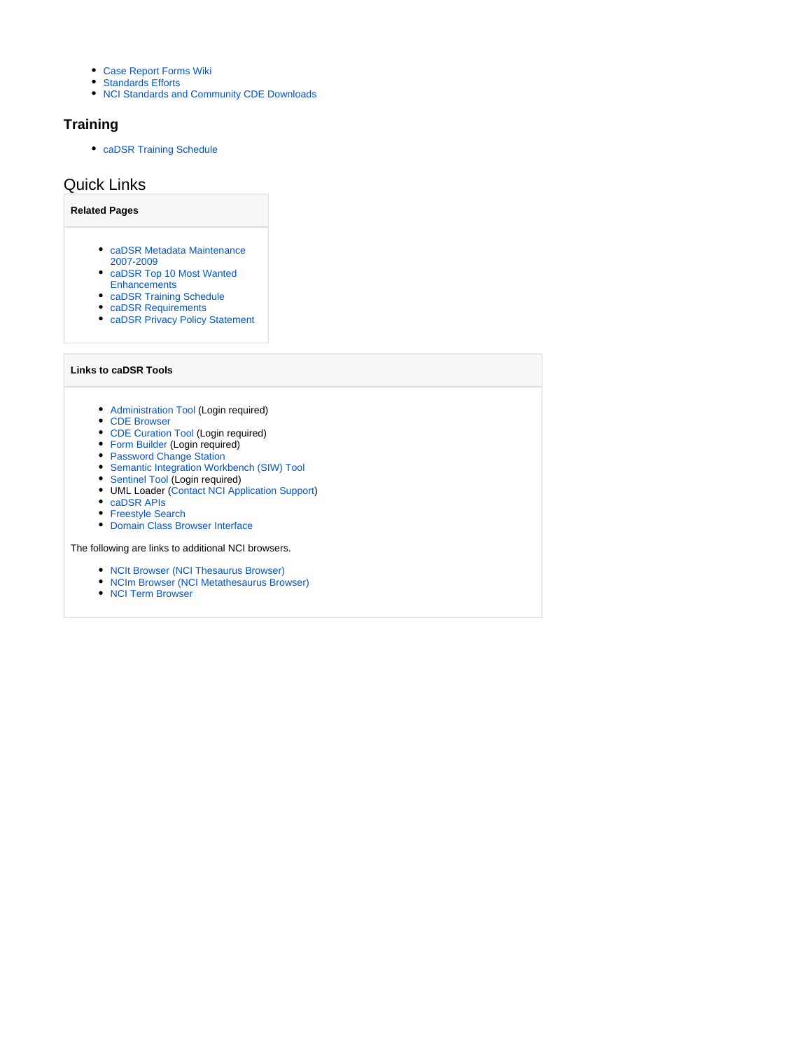- Case Report Forms Wiki
- Standards Efforts
- NCI Standards and Community CDE Downloads

## Training

- caDSR Training Schedule

# Quick Links

**Related Pages**

- caDSR Metadata Maintenance 2007-2009
- caDSR Top 10 Most Wanted Enhancements
- caDSR Training Schedule
- caDSR Requirements
- caDSR Privacy Policy Statement

**Links to caDSR Tools**

- Administration Tool (Login required)
- CDE Browser
- CDE Curation Tool (Login required)
- Form Builder (Login required)
- Password Change Station
- Semantic Integration Workbench (SIW) Tool
- Sentinel Tool (Login required)
- UML Loader (Contact NCI Application Support)
- caDSR APIs
- Freestyle Search
- Domain Class Browser Interface

The following are links to additional NCI browsers.

- NCIt Browser (NCI Thesaurus Browser)
- NCIm Browser (NCI Metathesaurus Browser)
- NCI Term Browser